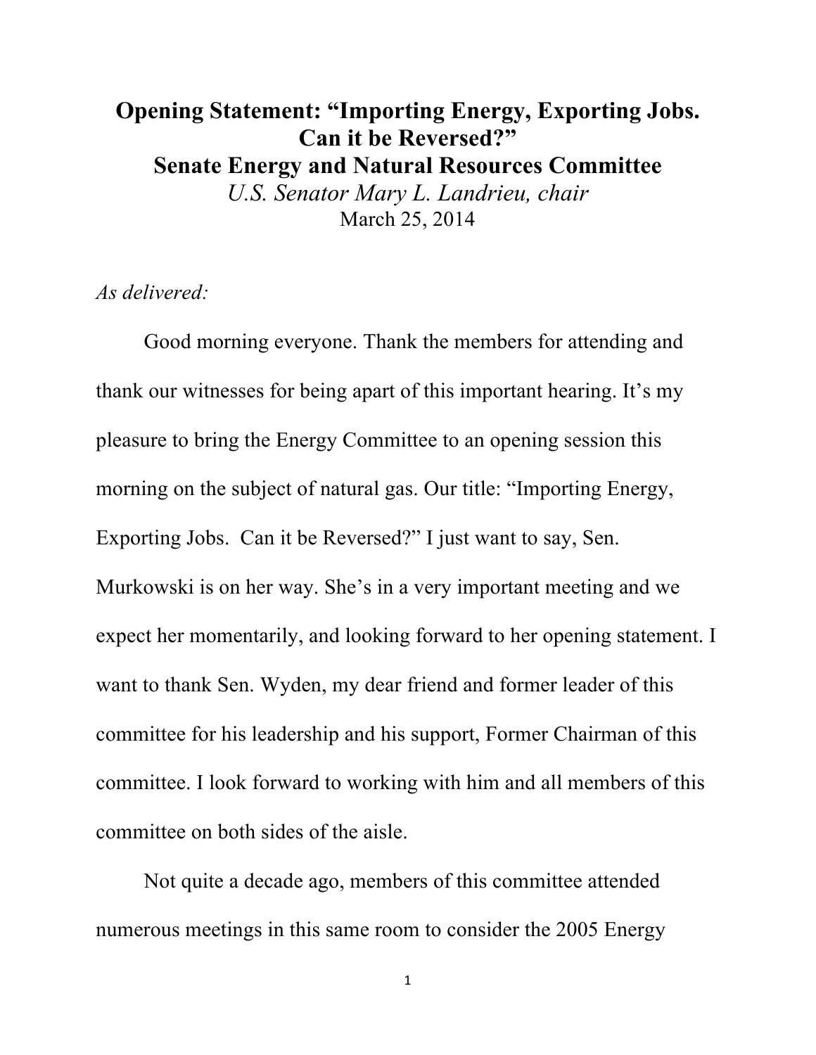# Opening Statement: "Importing Energy, Exporting Jobs. Can it be Reversed?"
## Senate Energy and Natural Resources Committee
*U.S. Senator Mary L. Landrieu, chair*

March 25, 2014

*As delivered:*

Good morning everyone. Thank the members for attending and thank our witnesses for being apart of this important hearing. It's my pleasure to bring the Energy Committee to an opening session this morning on the subject of natural gas. Our title: "Importing Energy, Exporting Jobs. Can it be Reversed?" I just want to say, Sen. Murkowski is on her way. She's in a very important meeting and we expect her momentarily, and looking forward to her opening statement. I want to thank Sen. Wyden, my dear friend and former leader of this committee for his leadership and his support, Former Chairman of this committee. I look forward to working with him and all members of this committee on both sides of the aisle.

Not quite a decade ago, members of this committee attended numerous meetings in this same room to consider the 2005 Energy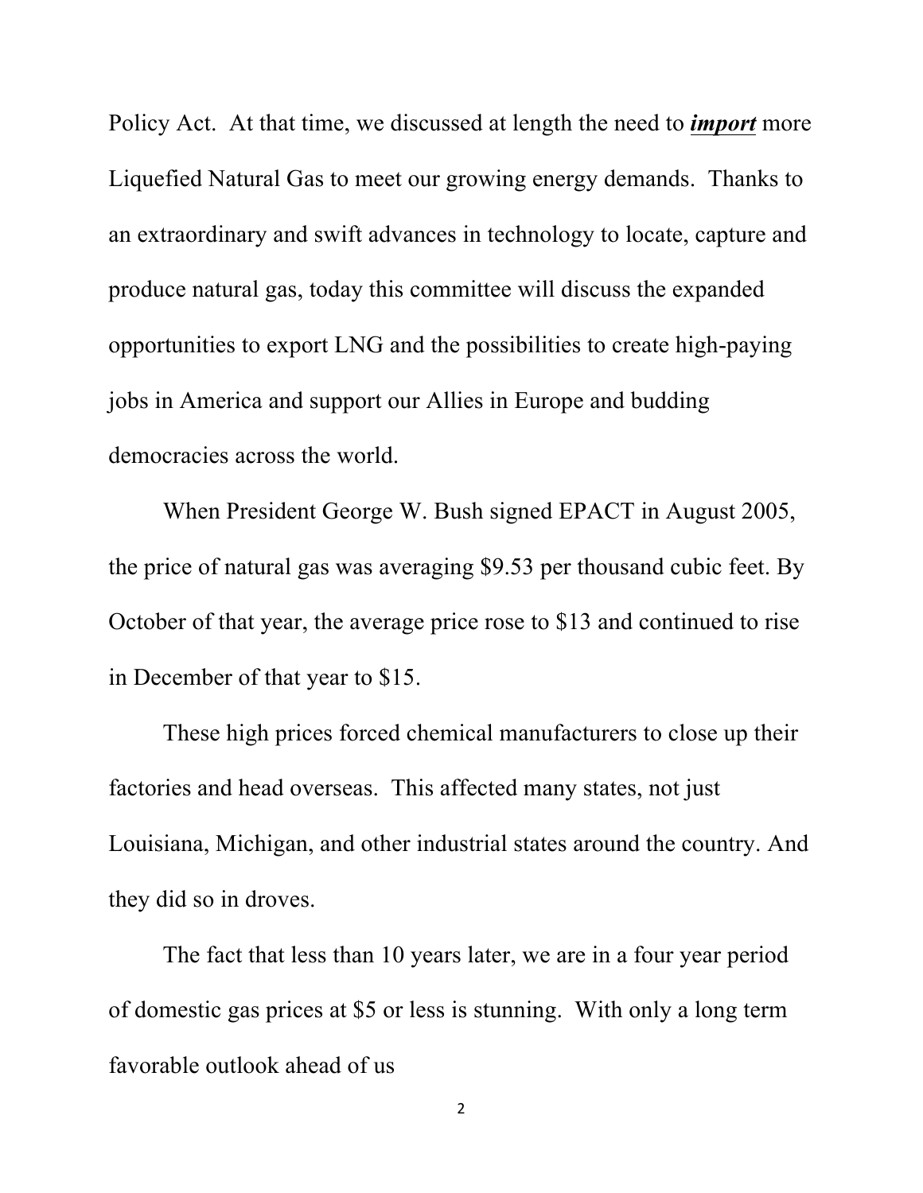Policy Act. At that time, we discussed at length the need to ***import*** more Liquefied Natural Gas to meet our growing energy demands. Thanks to an extraordinary and swift advances in technology to locate, capture and produce natural gas, today this committee will discuss the expanded opportunities to export LNG and the possibilities to create high-paying jobs in America and support our Allies in Europe and budding democracies across the world.

When President George W. Bush signed EPACT in August 2005, the price of natural gas was averaging $9.53 per thousand cubic feet. By October of that year, the average price rose to $13 and continued to rise in December of that year to $15.

These high prices forced chemical manufacturers to close up their factories and head overseas. This affected many states, not just Louisiana, Michigan, and other industrial states around the country. And they did so in droves.

The fact that less than 10 years later, we are in a four year period of domestic gas prices at $5 or less is stunning. With only a long term favorable outlook ahead of us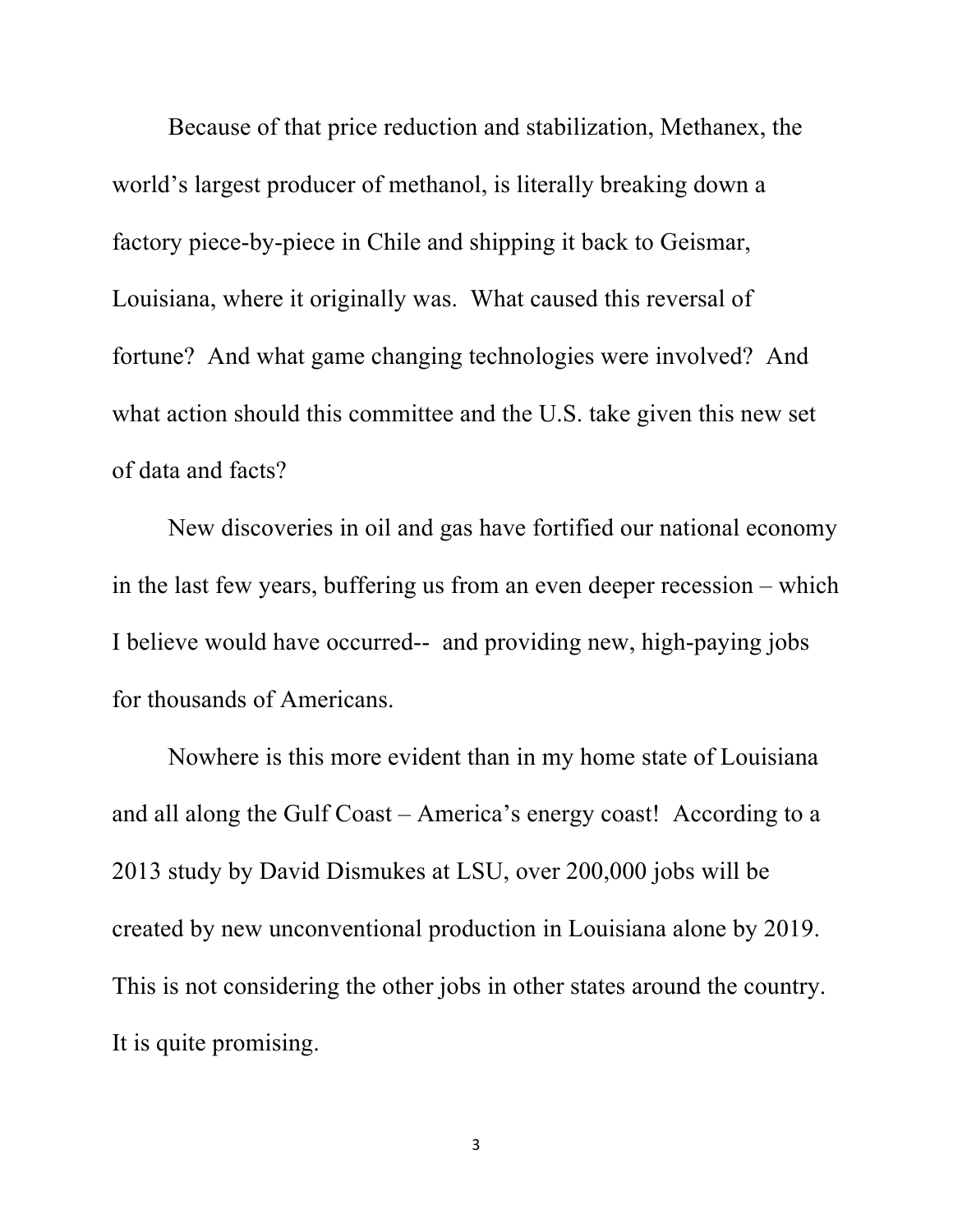Because of that price reduction and stabilization, Methanex, the world's largest producer of methanol, is literally breaking down a factory piece-by-piece in Chile and shipping it back to Geismar, Louisiana, where it originally was. What caused this reversal of fortune? And what game changing technologies were involved? And what action should this committee and the U.S. take given this new set of data and facts?

New discoveries in oil and gas have fortified our national economy in the last few years, buffering us from an even deeper recession – which I believe would have occurred-- and providing new, high-paying jobs for thousands of Americans.

Nowhere is this more evident than in my home state of Louisiana and all along the Gulf Coast – America's energy coast! According to a 2013 study by David Dismukes at LSU, over 200,000 jobs will be created by new unconventional production in Louisiana alone by 2019. This is not considering the other jobs in other states around the country. It is quite promising.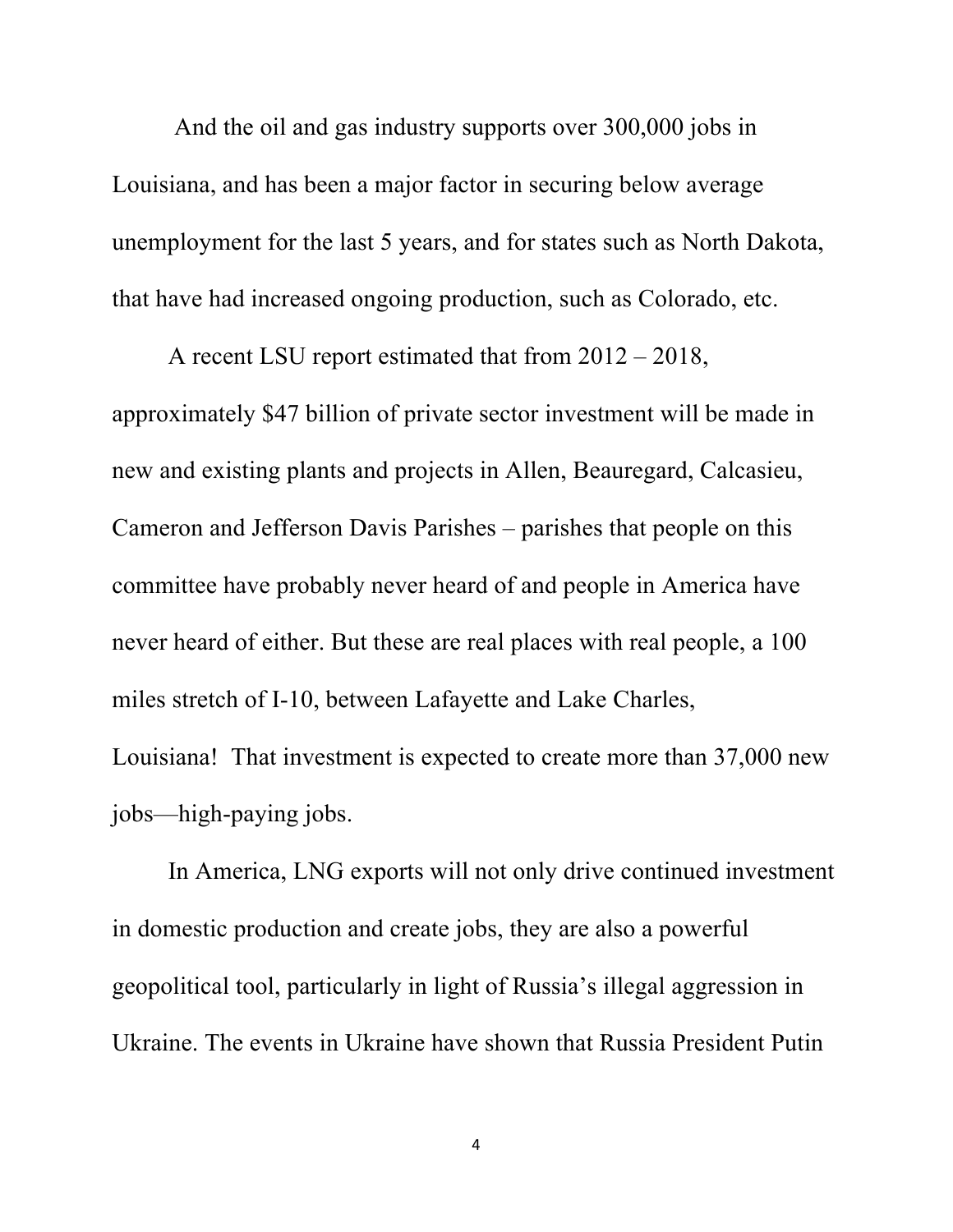And the oil and gas industry supports over 300,000 jobs in Louisiana, and has been a major factor in securing below average unemployment for the last 5 years, and for states such as North Dakota, that have had increased ongoing production, such as Colorado, etc.

A recent LSU report estimated that from 2012 – 2018, approximately $47 billion of private sector investment will be made in new and existing plants and projects in Allen, Beauregard, Calcasieu, Cameron and Jefferson Davis Parishes – parishes that people on this committee have probably never heard of and people in America have never heard of either. But these are real places with real people, a 100 miles stretch of I-10, between Lafayette and Lake Charles, Louisiana! That investment is expected to create more than 37,000 new jobs—high-paying jobs.

In America, LNG exports will not only drive continued investment in domestic production and create jobs, they are also a powerful geopolitical tool, particularly in light of Russia's illegal aggression in Ukraine. The events in Ukraine have shown that Russia President Putin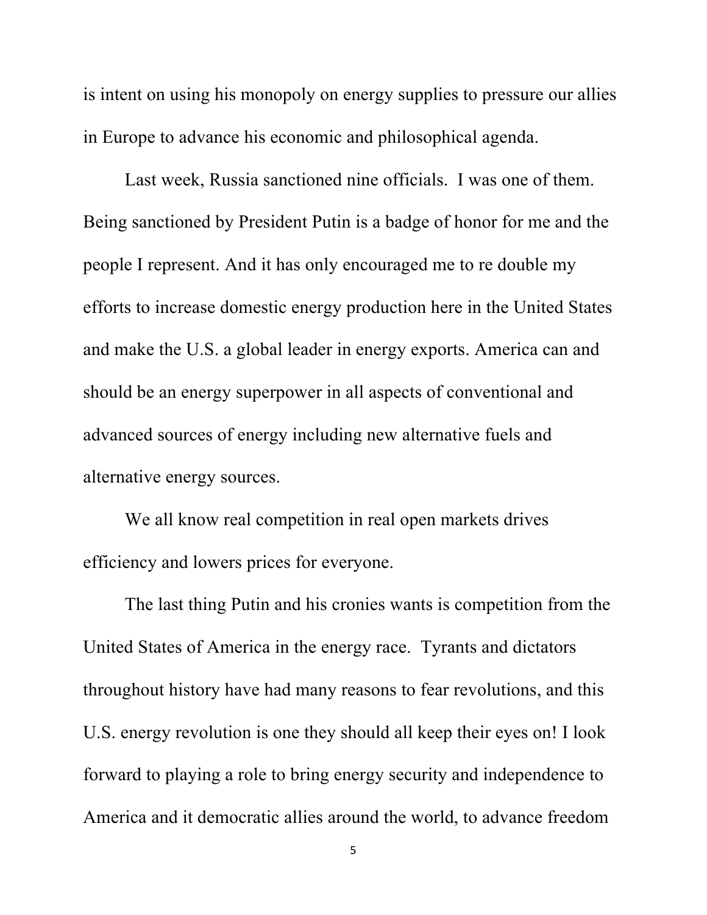is intent on using his monopoly on energy supplies to pressure our allies in Europe to advance his economic and philosophical agenda.

Last week, Russia sanctioned nine officials. I was one of them. Being sanctioned by President Putin is a badge of honor for me and the people I represent. And it has only encouraged me to re double my efforts to increase domestic energy production here in the United States and make the U.S. a global leader in energy exports. America can and should be an energy superpower in all aspects of conventional and advanced sources of energy including new alternative fuels and alternative energy sources.

We all know real competition in real open markets drives efficiency and lowers prices for everyone.

The last thing Putin and his cronies wants is competition from the United States of America in the energy race. Tyrants and dictators throughout history have had many reasons to fear revolutions, and this U.S. energy revolution is one they should all keep their eyes on! I look forward to playing a role to bring energy security and independence to America and it democratic allies around the world, to advance freedom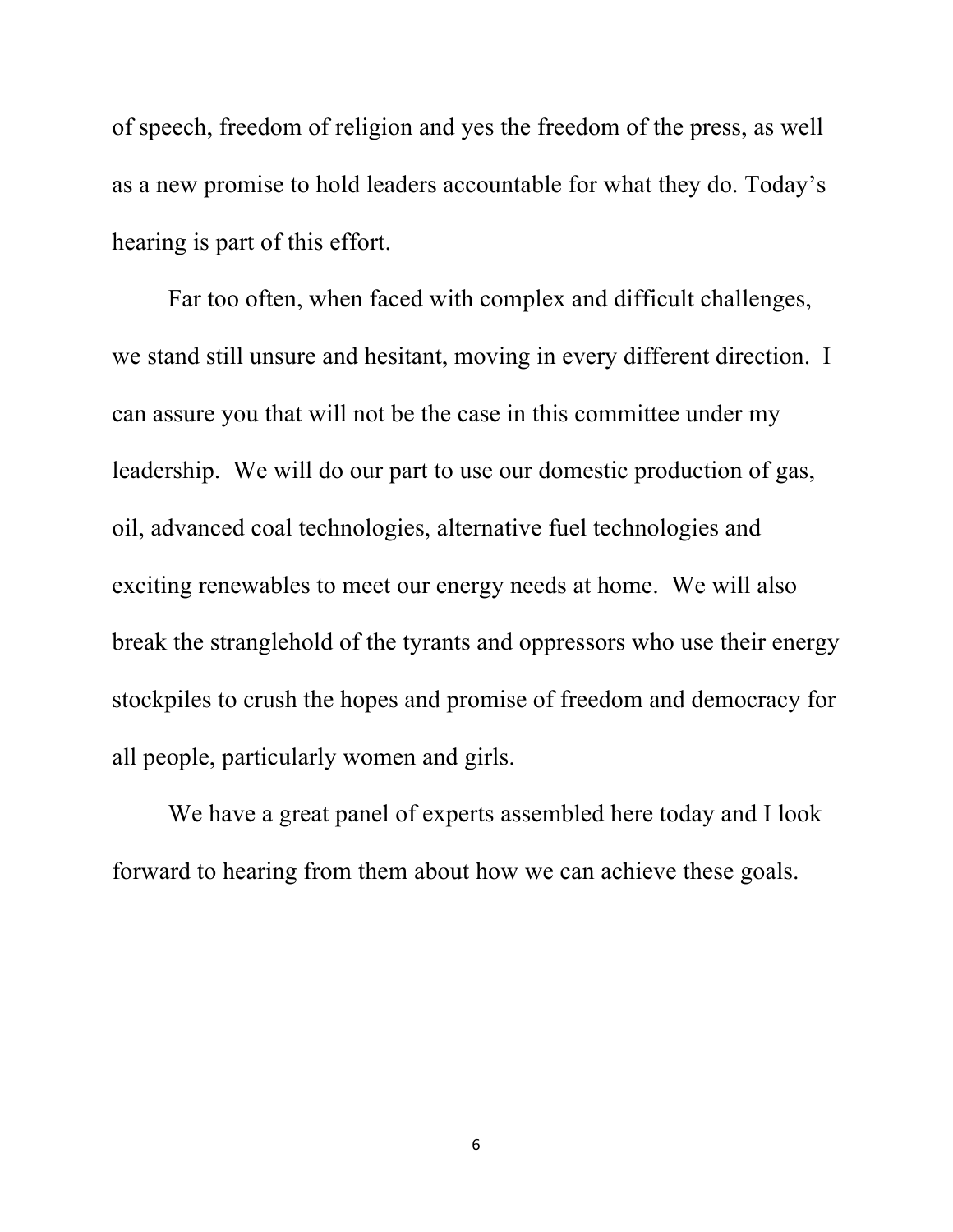of speech, freedom of religion and yes the freedom of the press, as well as a new promise to hold leaders accountable for what they do. Today's hearing is part of this effort.

Far too often, when faced with complex and difficult challenges, we stand still unsure and hesitant, moving in every different direction. I can assure you that will not be the case in this committee under my leadership. We will do our part to use our domestic production of gas, oil, advanced coal technologies, alternative fuel technologies and exciting renewables to meet our energy needs at home. We will also break the stranglehold of the tyrants and oppressors who use their energy stockpiles to crush the hopes and promise of freedom and democracy for all people, particularly women and girls.

We have a great panel of experts assembled here today and I look forward to hearing from them about how we can achieve these goals.